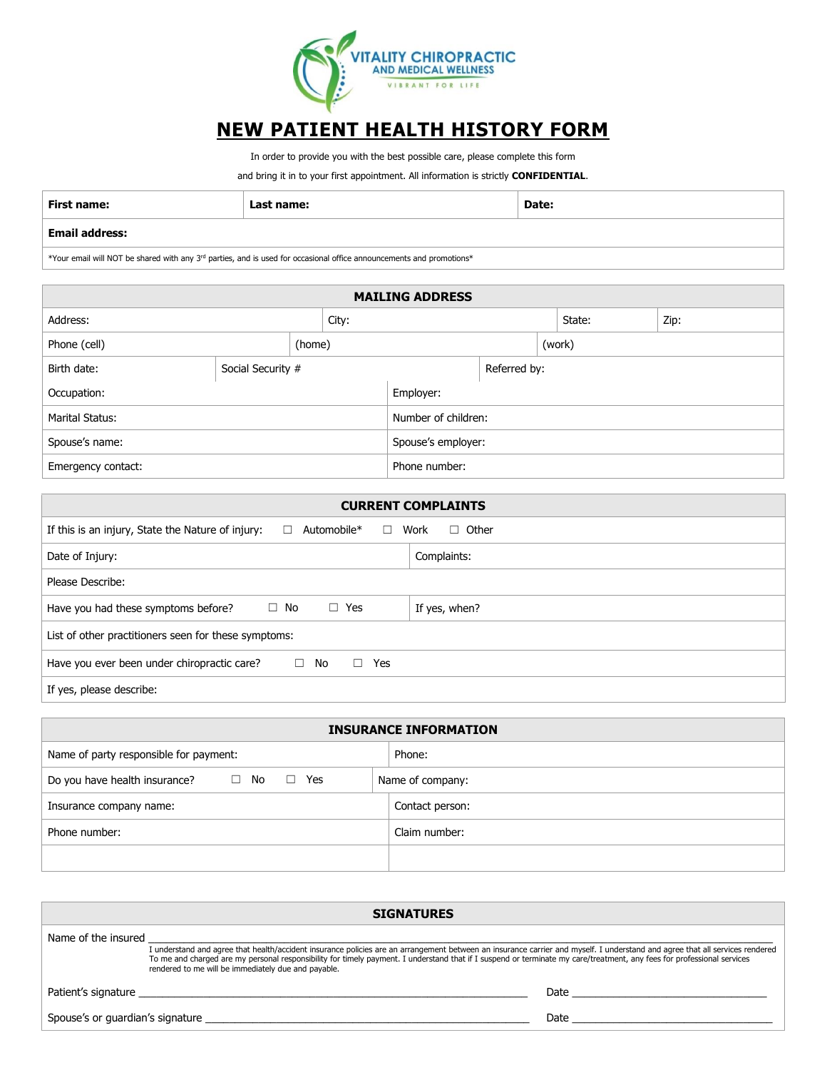VITALITY CHIROPRACTIC AND MEDICAL WELLNESS

VIBRANT FOR LIFE

# NEW PATIENT HEALTH HISTORY FORM

In order to provide you with the best possible care, please complete this form

and bring it in to your first appointment. All information is strictly **CONFIDENTIAL**.

| **First name:** | **Last name:** | **Date:** |
|---|---|---|
| **Email address:** | | |
| *Your email will NOT be shared with any 3rd parties, and is used for occasional office announcements and promotions* | | |

| **MAILING ADDRESS** | | | |
|---|---|---|---|
| Address: | City: | State: | Zip: |
| Phone (cell) | (home) | (work) | |
| Birth date: | Social Security # | Referred by: | |
| Occupation: | Employer: | | |
| Marital Status: | Number of children: | | |
| Spouse's name: | Spouse's employer: | | |
| Emergency contact: | Phone number: | | |

| **CURRENT COMPLAINTS** | |
|---|---|
| If this is an injury, State the Nature of injury: ☐ Automobile* ☐ Work ☐ Other | |
| Date of Injury: | Complaints: |
| Please Describe: | |
| Have you had these symptoms before? ☐ No ☐ Yes | If yes, when? |
| List of other practitioners seen for these symptoms: | |
| Have you ever been under chiropractic care? ☐ No ☐ Yes | |
| If yes, please describe: | |

| **INSURANCE INFORMATION** | |
|---|---|
| Name of party responsible for payment: | Phone: |
| Do you have health insurance? ☐ No ☐ Yes | Name of company: |
| Insurance company name: | Contact person: |
| Phone number: | Claim number: |
| | |

## SIGNATURES

Name of the insured ___________________________________________

I understand and agree that health/accident insurance policies are an arrangement between an insurance carrier and myself. I understand and agree that all services rendered To me and charged are my personal responsibility for timely payment. I understand that if I suspend or terminate my care/treatment, any fees for professional services rendered to me will be immediately due and payable.

Patient's signature ___________________________________________ Date ____________________

Spouse's or guardian's signature ___________________________________________ Date ____________________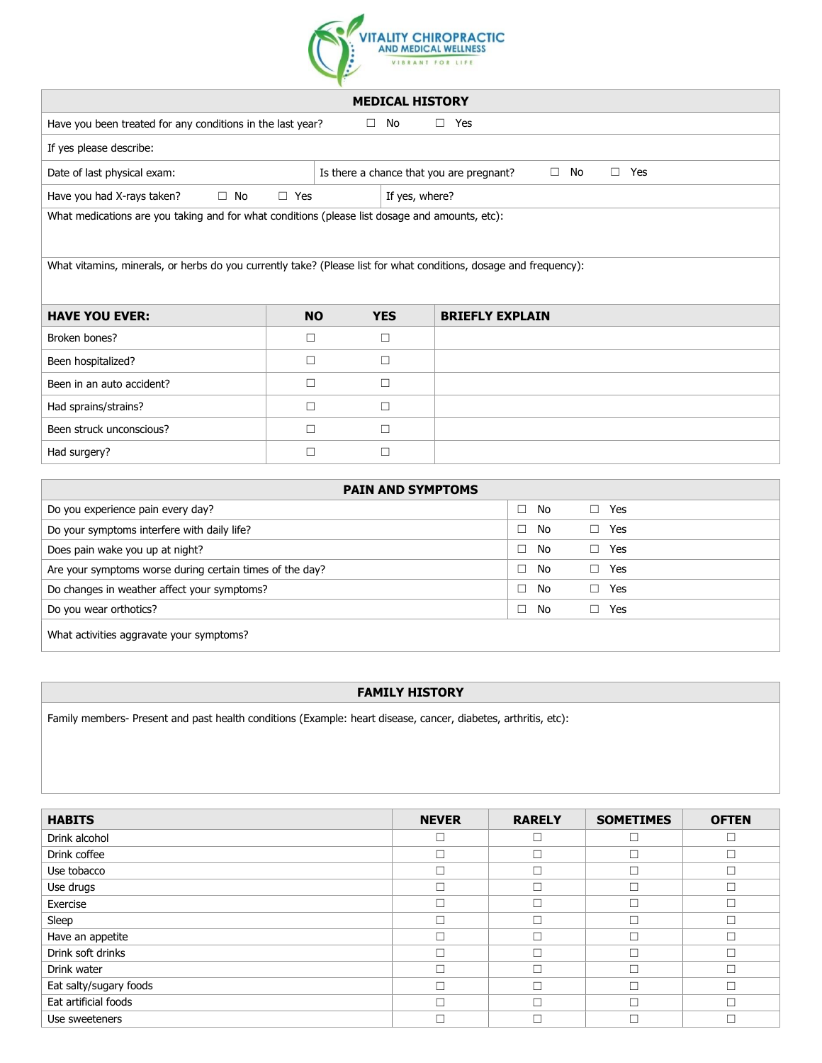VITALITY CHIROPRACTIC AND MEDICAL WELLNESS

VIBRANT FOR LIFE

## MEDICAL HISTORY

Have you been treated for any conditions in the last year? ☐ No ☐ Yes

If yes please describe:

Date of last physical exam: | Is there a chance that you are pregnant? ☐ No ☐ Yes

Have you had X-rays taken? ☐ No ☐ Yes | If yes, where?

What medications are you taking and for what conditions (please list dosage and amounts, etc):

What vitamins, minerals, or herbs do you currently take? (Please list for what conditions, dosage and frequency):

| HAVE YOU EVER: | NO | YES | BRIEFLY EXPLAIN |
| --- | --- | --- | --- |
| Broken bones? | ☐ | ☐ | |
| Been hospitalized? | ☐ | ☐ | |
| Been in an auto accident? | ☐ | ☐ | |
| Had sprains/strains? | ☐ | ☐ | |
| Been struck unconscious? | ☐ | ☐ | |
| Had surgery? | ☐ | ☐ | |

## PAIN AND SYMPTOMS

| | | |
| --- | --- | --- |
| Do you experience pain every day? | ☐ No | ☐ Yes |
| Do your symptoms interfere with daily life? | ☐ No | ☐ Yes |
| Does pain wake you up at night? | ☐ No | ☐ Yes |
| Are your symptoms worse during certain times of the day? | ☐ No | ☐ Yes |
| Do changes in weather affect your symptoms? | ☐ No | ☐ Yes |
| Do you wear orthotics? | ☐ No | ☐ Yes |

What activities aggravate your symptoms?

## FAMILY HISTORY

Family members- Present and past health conditions (Example: heart disease, cancer, diabetes, arthritis, etc):

| HABITS | NEVER | RARELY | SOMETIMES | OFTEN |
| --- | --- | --- | --- | --- |
| Drink alcohol | ☐ | ☐ | ☐ | ☐ |
| Drink coffee | ☐ | ☐ | ☐ | ☐ |
| Use tobacco | ☐ | ☐ | ☐ | ☐ |
| Use drugs | ☐ | ☐ | ☐ | ☐ |
| Exercise | ☐ | ☐ | ☐ | ☐ |
| Sleep | ☐ | ☐ | ☐ | ☐ |
| Have an appetite | ☐ | ☐ | ☐ | ☐ |
| Drink soft drinks | ☐ | ☐ | ☐ | ☐ |
| Drink water | ☐ | ☐ | ☐ | ☐ |
| Eat salty/sugary foods | ☐ | ☐ | ☐ | ☐ |
| Eat artificial foods | ☐ | ☐ | ☐ | ☐ |
| Use sweeteners | ☐ | ☐ | ☐ | ☐ |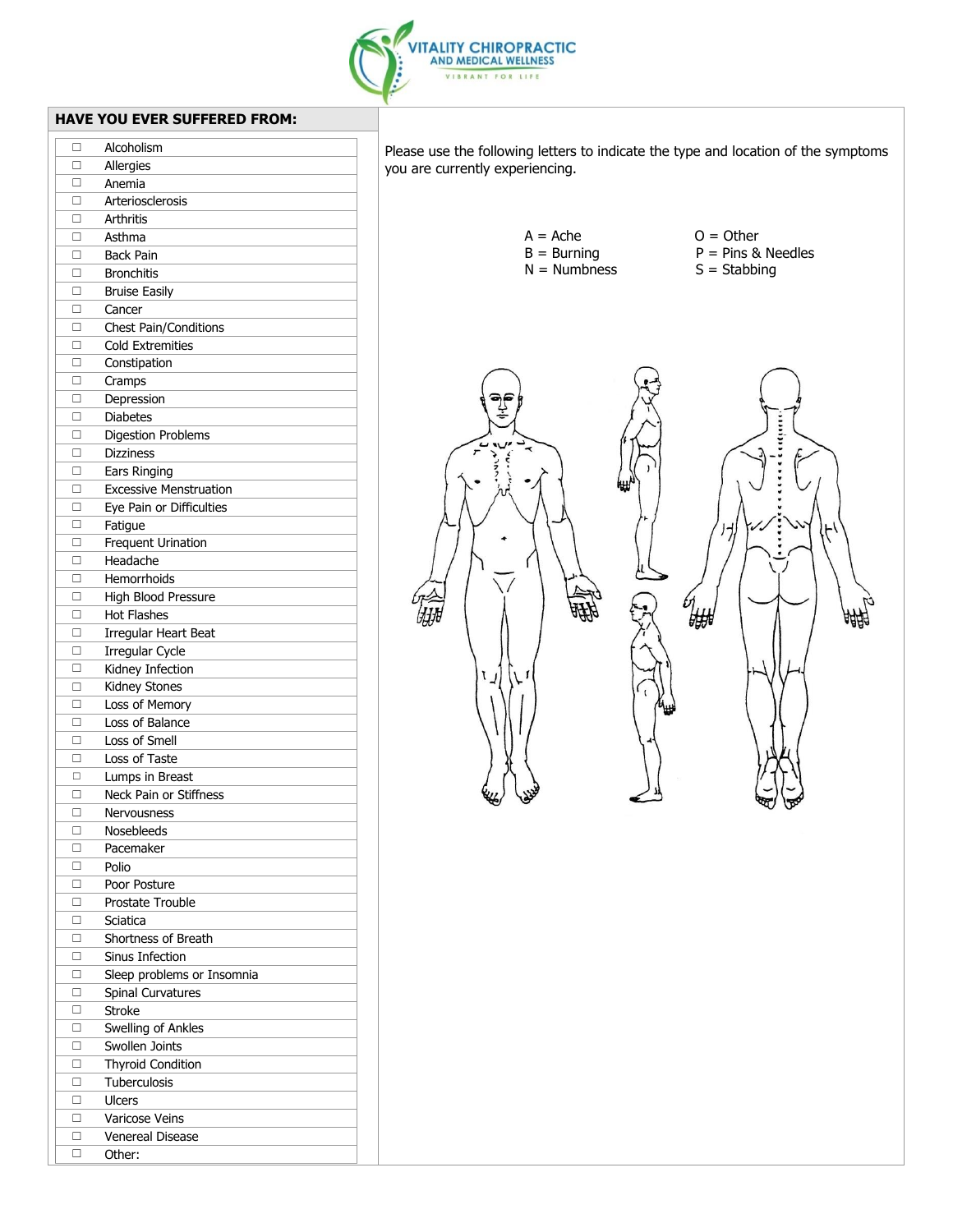VITALITY CHIROPRACTIC AND MEDICAL WELLNESS

VIBRANT FOR LIFE

## HAVE YOU EVER SUFFERED FROM:

- ☐ Alcoholism
- ☐ Allergies
- ☐ Anemia
- ☐ Arteriosclerosis
- ☐ Arthritis
- ☐ Asthma
- ☐ Back Pain
- ☐ Bronchitis
- ☐ Bruise Easily
- ☐ Cancer
- ☐ Chest Pain/Conditions
- ☐ Cold Extremities
- ☐ Constipation
- ☐ Cramps
- ☐ Depression
- ☐ Diabetes
- ☐ Digestion Problems
- ☐ Dizziness
- ☐ Ears Ringing
- ☐ Excessive Menstruation
- ☐ Eye Pain or Difficulties
- ☐ Fatigue
- ☐ Frequent Urination
- ☐ Headache
- ☐ Hemorrhoids
- ☐ High Blood Pressure
- ☐ Hot Flashes
- ☐ Irregular Heart Beat
- ☐ Irregular Cycle
- ☐ Kidney Infection
- ☐ Kidney Stones
- ☐ Loss of Memory
- ☐ Loss of Balance
- ☐ Loss of Smell
- ☐ Loss of Taste
- ☐ Lumps in Breast
- ☐ Neck Pain or Stiffness
- ☐ Nervousness
- ☐ Nosebleeds
- ☐ Pacemaker
- ☐ Polio
- ☐ Poor Posture
- ☐ Prostate Trouble
- ☐ Sciatica
- ☐ Shortness of Breath
- ☐ Sinus Infection
- ☐ Sleep problems or Insomnia
- ☐ Spinal Curvatures
- ☐ Stroke
- ☐ Swelling of Ankles
- ☐ Swollen Joints
- ☐ Thyroid Condition
- ☐ Tuberculosis
- ☐ Ulcers
- ☐ Varicose Veins
- ☐ Venereal Disease
- ☐ Other:

Please use the following letters to indicate the type and location of the symptoms you are currently experiencing.

| | |
|---|---|
| A = Ache | O = Other |
| B = Burning | P = Pins & Needles |
| N = Numbness | S = Stabbing |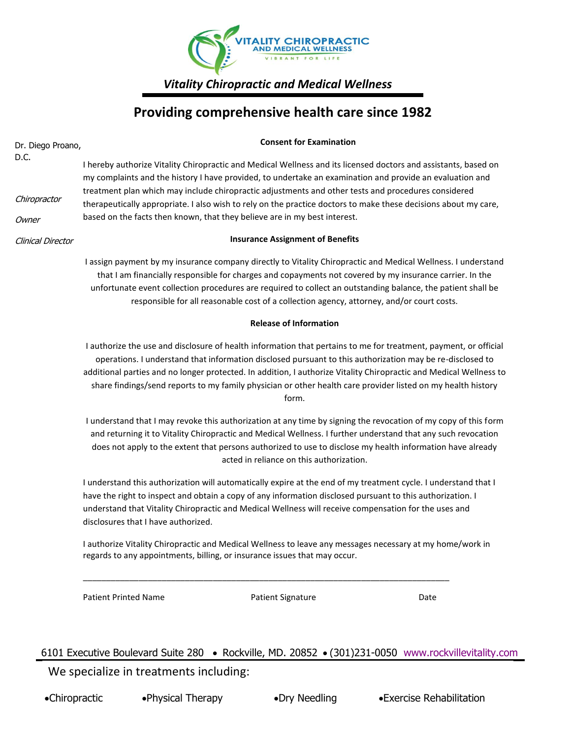VITALITY CHIROPRACTIC
AND MEDICAL WELLNESS
VIBRANT FOR LIFE

***Vitality Chiropractic and Medical Wellness***

# Providing comprehensive health care since 1982

Dr. Diego Proano, D.C.

*Chiropractor*

*Owner*

*Clinical Director*

**Consent for Examination**

I hereby authorize Vitality Chiropractic and Medical Wellness and its licensed doctors and assistants, based on my complaints and the history I have provided, to undertake an examination and provide an evaluation and treatment plan which may include chiropractic adjustments and other tests and procedures considered therapeutically appropriate. I also wish to rely on the practice doctors to make these decisions about my care, based on the facts then known, that they believe are in my best interest.

**Insurance Assignment of Benefits**

I assign payment by my insurance company directly to Vitality Chiropractic and Medical Wellness. I understand that I am financially responsible for charges and copayments not covered by my insurance carrier. In the unfortunate event collection procedures are required to collect an outstanding balance, the patient shall be responsible for all reasonable cost of a collection agency, attorney, and/or court costs.

**Release of Information**

I authorize the use and disclosure of health information that pertains to me for treatment, payment, or official operations. I understand that information disclosed pursuant to this authorization may be re-disclosed to additional parties and no longer protected. In addition, I authorize Vitality Chiropractic and Medical Wellness to share findings/send reports to my family physician or other health care provider listed on my health history form.

I understand that I may revoke this authorization at any time by signing the revocation of my copy of this form and returning it to Vitality Chiropractic and Medical Wellness. I further understand that any such revocation does not apply to the extent that persons authorized to use to disclose my health information have already acted in reliance on this authorization.

I understand this authorization will automatically expire at the end of my treatment cycle. I understand that I have the right to inspect and obtain a copy of any information disclosed pursuant to this authorization. I understand that Vitality Chiropractic and Medical Wellness will receive compensation for the uses and disclosures that I have authorized.

I authorize Vitality Chiropractic and Medical Wellness to leave any messages necessary at my home/work in regards to any appointments, billing, or insurance issues that may occur.

_______________________________________________________________________________

Patient Printed Name                Patient Signature                Date

6101 Executive Boulevard Suite 280 • Rockville, MD. 20852 • (301)231-0050 www.rockvillevitality.com

We specialize in treatments including:

- Chiropractic
- Physical Therapy
- Dry Needling
- Exercise Rehabilitation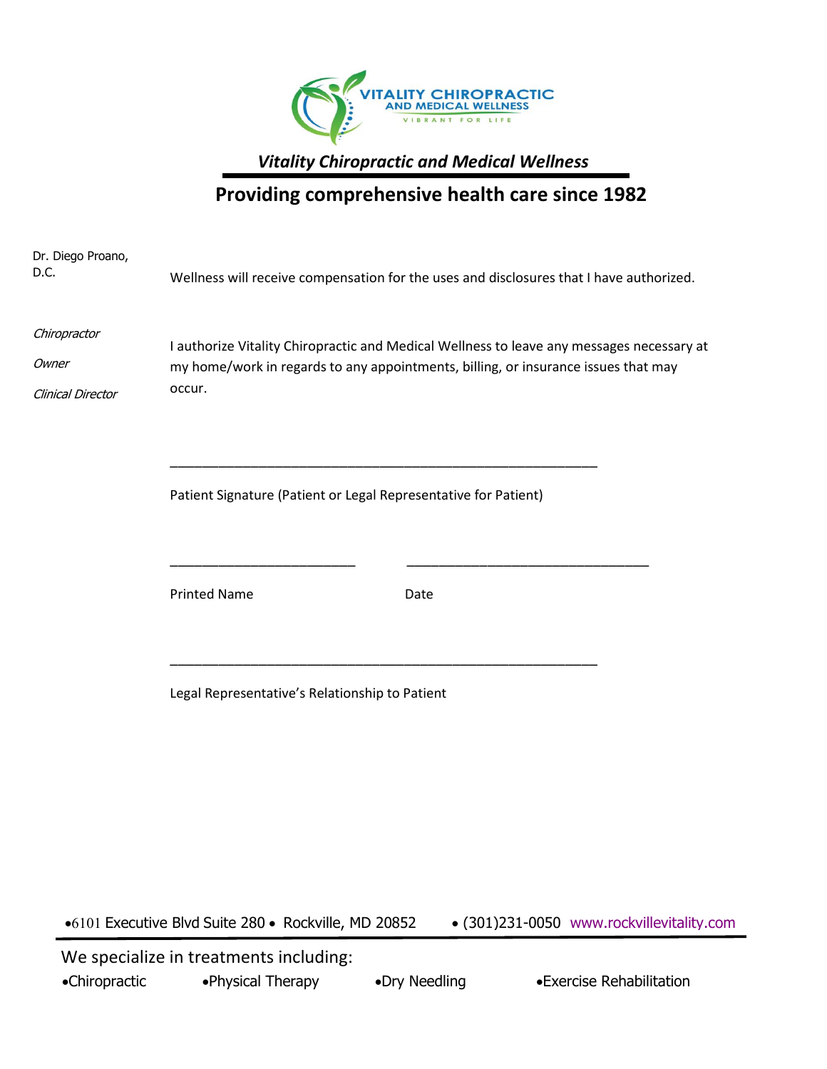VITALITY CHIROPRACTIC AND MEDICAL WELLNESS

VIBRANT FOR LIFE

### *Vitality Chiropractic and Medical Wellness*

## Providing comprehensive health care since 1982

Dr. Diego Proano, D.C.

*Chiropractor*

*Owner*

*Clinical Director*

Wellness will receive compensation for the uses and disclosures that I have authorized.

I authorize Vitality Chiropractic and Medical Wellness to leave any messages necessary at my home/work in regards to any appointments, billing, or insurance issues that may occur.

\_\_\_\_\_\_\_\_\_\_\_\_\_\_\_\_\_\_\_\_\_\_\_\_\_\_\_\_\_\_\_\_\_\_\_\_\_\_\_\_\_\_\_\_\_\_\_\_\_\_\_\_\_\_

Patient Signature (Patient or Legal Representative for Patient)

\_\_\_\_\_\_\_\_\_\_\_\_\_\_\_\_\_\_\_\_\_\_\_\_ \_\_\_\_\_\_\_\_\_\_\_\_\_\_\_\_\_\_\_\_\_\_\_\_\_\_\_\_\_\_

Printed Name Date

\_\_\_\_\_\_\_\_\_\_\_\_\_\_\_\_\_\_\_\_\_\_\_\_\_\_\_\_\_\_\_\_\_\_\_\_\_\_\_\_\_\_\_\_\_\_\_\_\_\_\_\_\_\_

Legal Representative's Relationship to Patient

•6101 Executive Blvd Suite 280 • Rockville, MD 20852 • (301)231-0050 www.rockvillevitality.com

We specialize in treatments including:

•Chiropractic •Physical Therapy •Dry Needling •Exercise Rehabilitation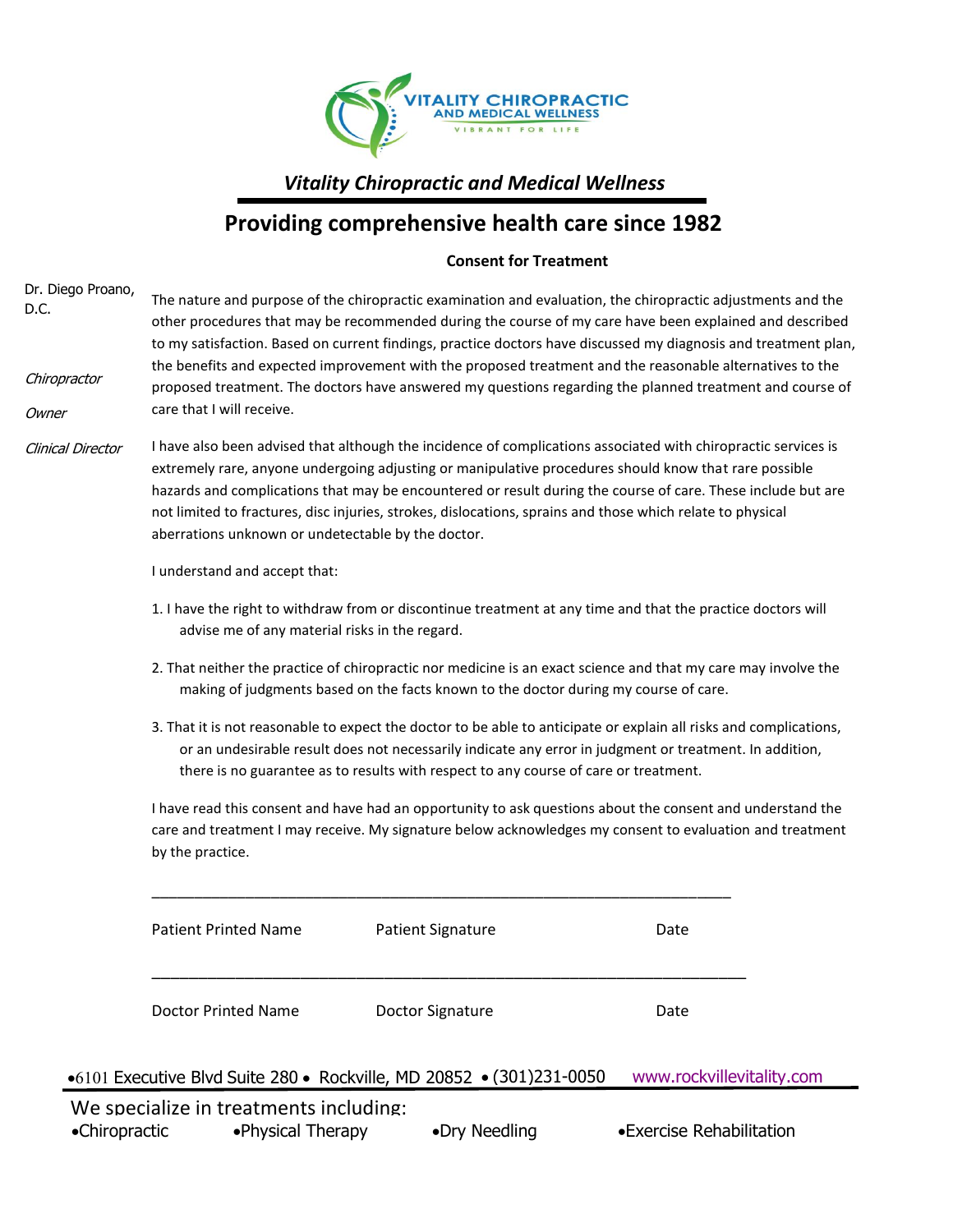VITALITY CHIROPRACTIC
AND MEDICAL WELLNESS
VIBRANT FOR LIFE

***Vitality Chiropractic and Medical Wellness***

## Providing comprehensive health care since 1982

**Consent for Treatment**

Dr. Diego Proano, D.C.

*Chiropractor*

*Owner*

*Clinical Director*

The nature and purpose of the chiropractic examination and evaluation, the chiropractic adjustments and the other procedures that may be recommended during the course of my care have been explained and described to my satisfaction. Based on current findings, practice doctors have discussed my diagnosis and treatment plan, the benefits and expected improvement with the proposed treatment and the reasonable alternatives to the proposed treatment. The doctors have answered my questions regarding the planned treatment and course of care that I will receive.

I have also been advised that although the incidence of complications associated with chiropractic services is extremely rare, anyone undergoing adjusting or manipulative procedures should know that rare possible hazards and complications that may be encountered or result during the course of care. These include but are not limited to fractures, disc injuries, strokes, dislocations, sprains and those which relate to physical aberrations unknown or undetectable by the doctor.

I understand and accept that:

1. I have the right to withdraw from or discontinue treatment at any time and that the practice doctors will advise me of any material risks in the regard.
2. That neither the practice of chiropractic nor medicine is an exact science and that my care may involve the making of judgments based on the facts known to the doctor during my course of care.
3. That it is not reasonable to expect the doctor to be able to anticipate or explain all risks and complications, or an undesirable result does not necessarily indicate any error in judgment or treatment. In addition, there is no guarantee as to results with respect to any course of care or treatment.

I have read this consent and have had an opportunity to ask questions about the consent and understand the care and treatment I may receive. My signature below acknowledges my consent to evaluation and treatment by the practice.

\_\_\_\_\_\_\_\_\_\_\_\_\_\_\_\_\_\_\_\_\_\_\_\_\_\_\_\_\_\_\_\_\_\_\_\_\_\_\_\_\_\_\_\_\_\_\_\_\_\_\_\_\_\_\_\_\_\_\_\_\_\_\_\_\_\_\_\_\_\_

Patient Printed Name Patient Signature Date

\_\_\_\_\_\_\_\_\_\_\_\_\_\_\_\_\_\_\_\_\_\_\_\_\_\_\_\_\_\_\_\_\_\_\_\_\_\_\_\_\_\_\_\_\_\_\_\_\_\_\_\_\_\_\_\_\_\_\_\_\_\_\_\_\_\_\_\_\_\_

Doctor Printed Name Doctor Signature Date

•6101 Executive Blvd Suite 280 • Rockville, MD 20852 • (301)231-0050 www.rockvillevitality.com

We specialize in treatments including:

•Chiropractic •Physical Therapy •Dry Needling •Exercise Rehabilitation